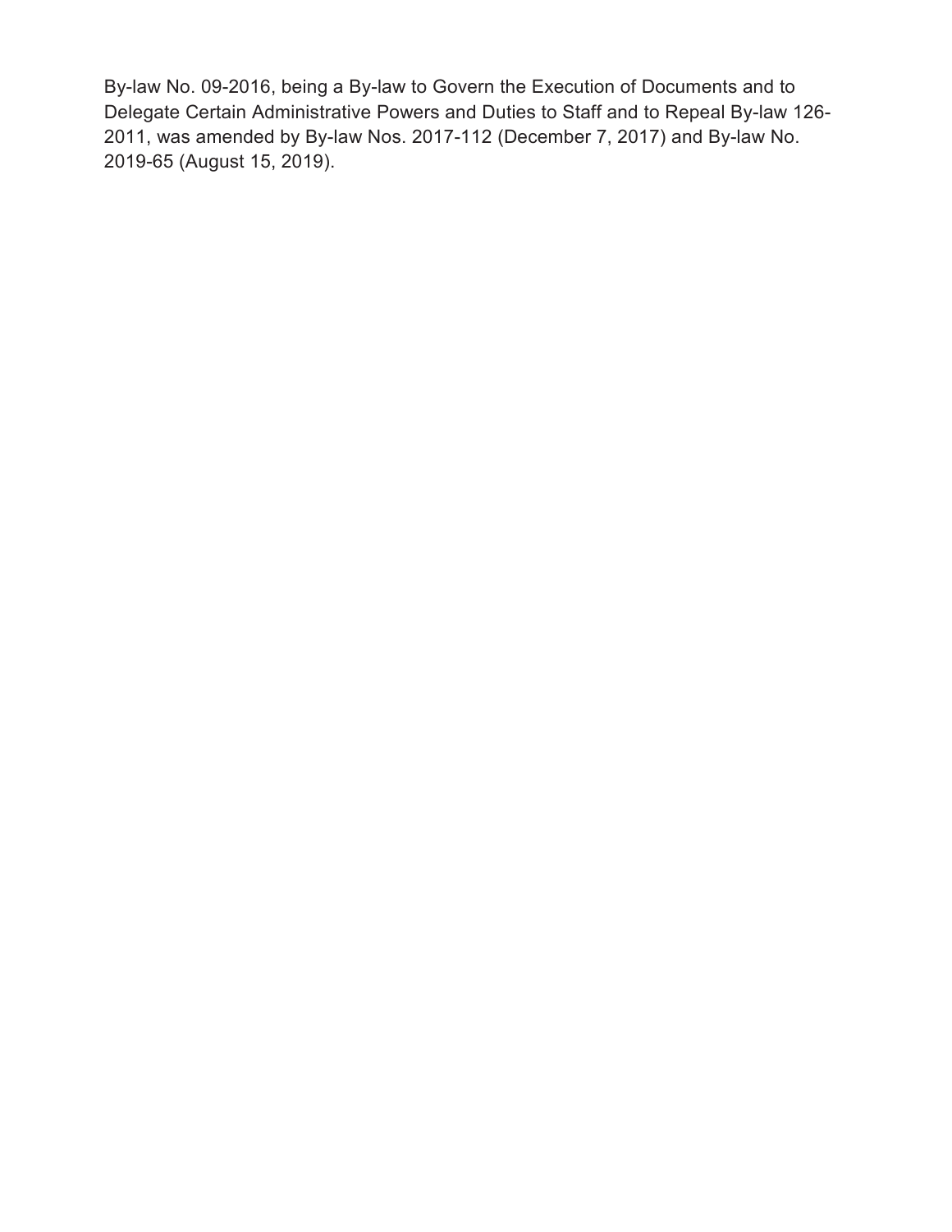By-law No. 09-2016, being a By-law to Govern the Execution of Documents and to Delegate Certain Administrative Powers and Duties to Staff and to Repeal By-law 126-2011, was amended by By-law Nos. 2017-112 (December 7, 2017) and By-law No. 2019-65 (August 15, 2019).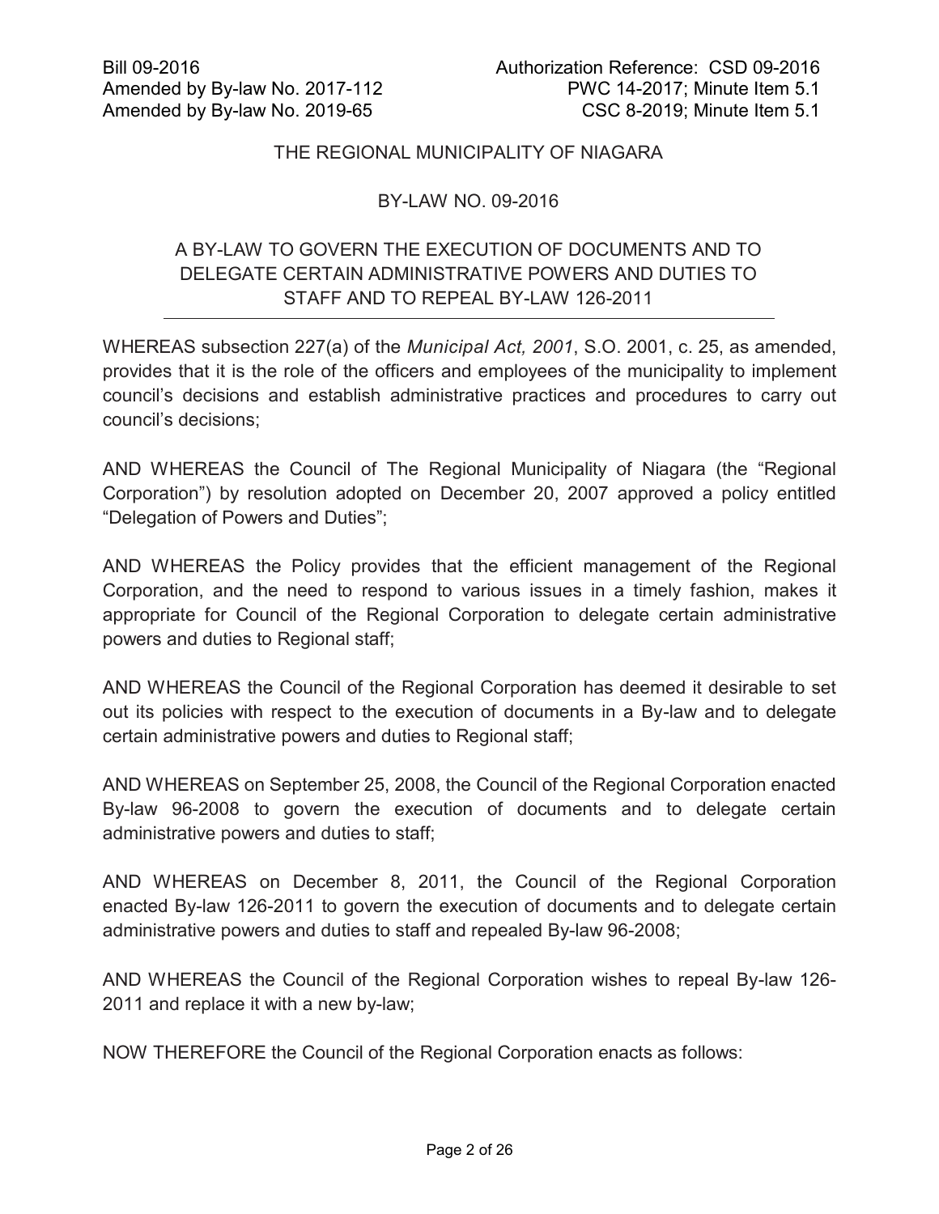Bill 09-2016
Amended by By-law No. 2017-112
Amended by By-law No. 2019-65

Authorization Reference: CSD 09-2016
PWC 14-2017; Minute Item 5.1
CSC 8-2019; Minute Item 5.1

THE REGIONAL MUNICIPALITY OF NIAGARA

BY-LAW NO. 09-2016

A BY-LAW TO GOVERN THE EXECUTION OF DOCUMENTS AND TO DELEGATE CERTAIN ADMINISTRATIVE POWERS AND DUTIES TO STAFF AND TO REPEAL BY-LAW 126-2011

---

WHEREAS subsection 227(a) of the *Municipal Act, 2001*, S.O. 2001, c. 25, as amended, provides that it is the role of the officers and employees of the municipality to implement council's decisions and establish administrative practices and procedures to carry out council's decisions;

AND WHEREAS the Council of The Regional Municipality of Niagara (the "Regional Corporation") by resolution adopted on December 20, 2007 approved a policy entitled "Delegation of Powers and Duties";

AND WHEREAS the Policy provides that the efficient management of the Regional Corporation, and the need to respond to various issues in a timely fashion, makes it appropriate for Council of the Regional Corporation to delegate certain administrative powers and duties to Regional staff;

AND WHEREAS the Council of the Regional Corporation has deemed it desirable to set out its policies with respect to the execution of documents in a By-law and to delegate certain administrative powers and duties to Regional staff;

AND WHEREAS on September 25, 2008, the Council of the Regional Corporation enacted By-law 96-2008 to govern the execution of documents and to delegate certain administrative powers and duties to staff;

AND WHEREAS on December 8, 2011, the Council of the Regional Corporation enacted By-law 126-2011 to govern the execution of documents and to delegate certain administrative powers and duties to staff and repealed By-law 96-2008;

AND WHEREAS the Council of the Regional Corporation wishes to repeal By-law 126-2011 and replace it with a new by-law;

NOW THEREFORE the Council of the Regional Corporation enacts as follows: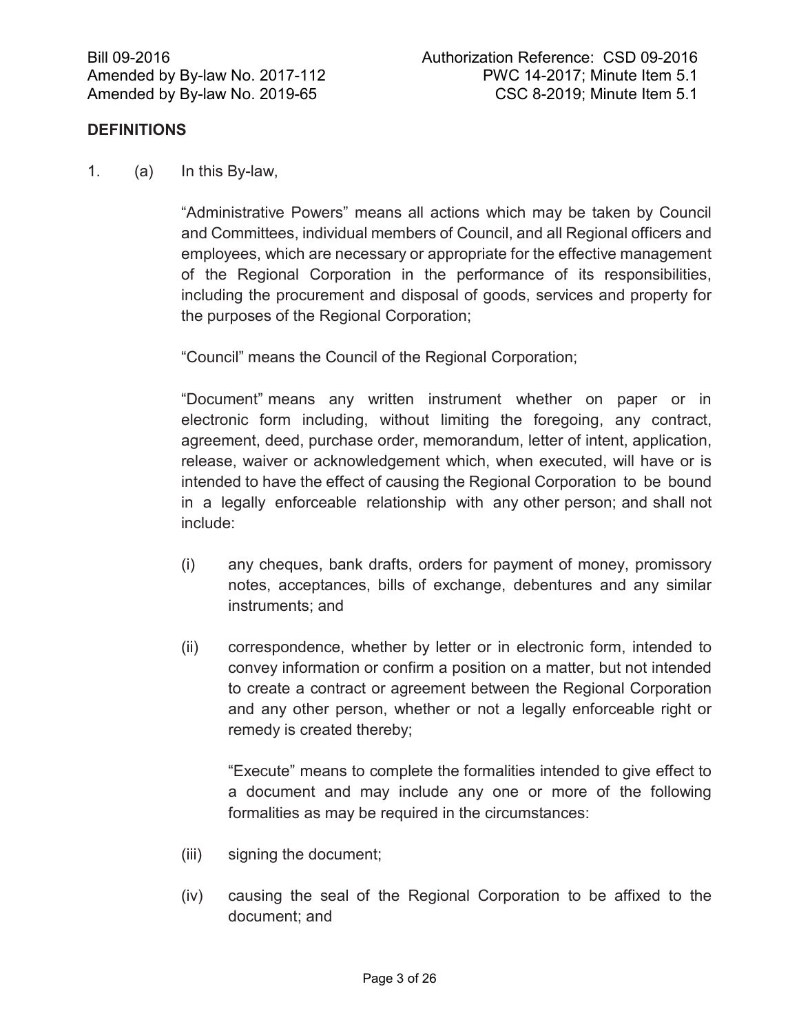Bill 09-2016
Amended by By-law No. 2017-112
Amended by By-law No. 2019-65

Authorization Reference: CSD 09-2016
PWC 14-2017; Minute Item 5.1
CSC 8-2019; Minute Item 5.1

## DEFINITIONS

1. (a) In this By-law,

“Administrative Powers” means all actions which may be taken by Council and Committees, individual members of Council, and all Regional officers and employees, which are necessary or appropriate for the effective management of the Regional Corporation in the performance of its responsibilities, including the procurement and disposal of goods, services and property for the purposes of the Regional Corporation;

“Council” means the Council of the Regional Corporation;

“Document” means any written instrument whether on paper or in electronic form including, without limiting the foregoing, any contract, agreement, deed, purchase order, memorandum, letter of intent, application, release, waiver or acknowledgement which, when executed, will have or is intended to have the effect of causing the Regional Corporation to be bound in a legally enforceable relationship with any other person; and shall not include:

(i) any cheques, bank drafts, orders for payment of money, promissory notes, acceptances, bills of exchange, debentures and any similar instruments; and

(ii) correspondence, whether by letter or in electronic form, intended to convey information or confirm a position on a matter, but not intended to create a contract or agreement between the Regional Corporation and any other person, whether or not a legally enforceable right or remedy is created thereby;

“Execute” means to complete the formalities intended to give effect to a document and may include any one or more of the following formalities as may be required in the circumstances:

(iii) signing the document;

(iv) causing the seal of the Regional Corporation to be affixed to the document; and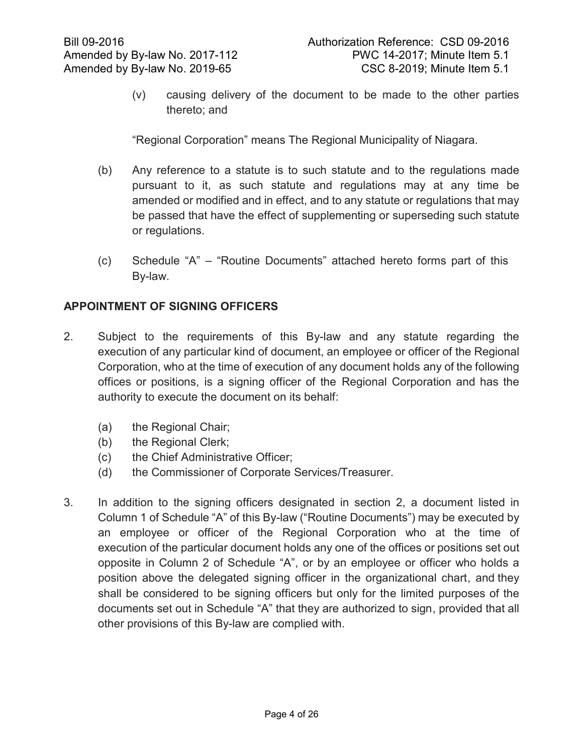(v) causing delivery of the document to be made to the other parties thereto; and

"Regional Corporation" means The Regional Municipality of Niagara.

(b) Any reference to a statute is to such statute and to the regulations made pursuant to it, as such statute and regulations may at any time be amended or modified and in effect, and to any statute or regulations that may be passed that have the effect of supplementing or superseding such statute or regulations.

(c) Schedule "A" – "Routine Documents" attached hereto forms part of this By-law.

## APPOINTMENT OF SIGNING OFFICERS

2. Subject to the requirements of this By-law and any statute regarding the execution of any particular kind of document, an employee or officer of the Regional Corporation, who at the time of execution of any document holds any of the following offices or positions, is a signing officer of the Regional Corporation and has the authority to execute the document on its behalf:

   (a) the Regional Chair;
   (b) the Regional Clerk;
   (c) the Chief Administrative Officer;
   (d) the Commissioner of Corporate Services/Treasurer.

3. In addition to the signing officers designated in section 2, a document listed in Column 1 of Schedule "A" of this By-law ("Routine Documents") may be executed by an employee or officer of the Regional Corporation who at the time of execution of the particular document holds any one of the offices or positions set out opposite in Column 2 of Schedule "A", or by an employee or officer who holds a position above the delegated signing officer in the organizational chart, and they shall be considered to be signing officers but only for the limited purposes of the documents set out in Schedule "A" that they are authorized to sign, provided that all other provisions of this By-law are complied with.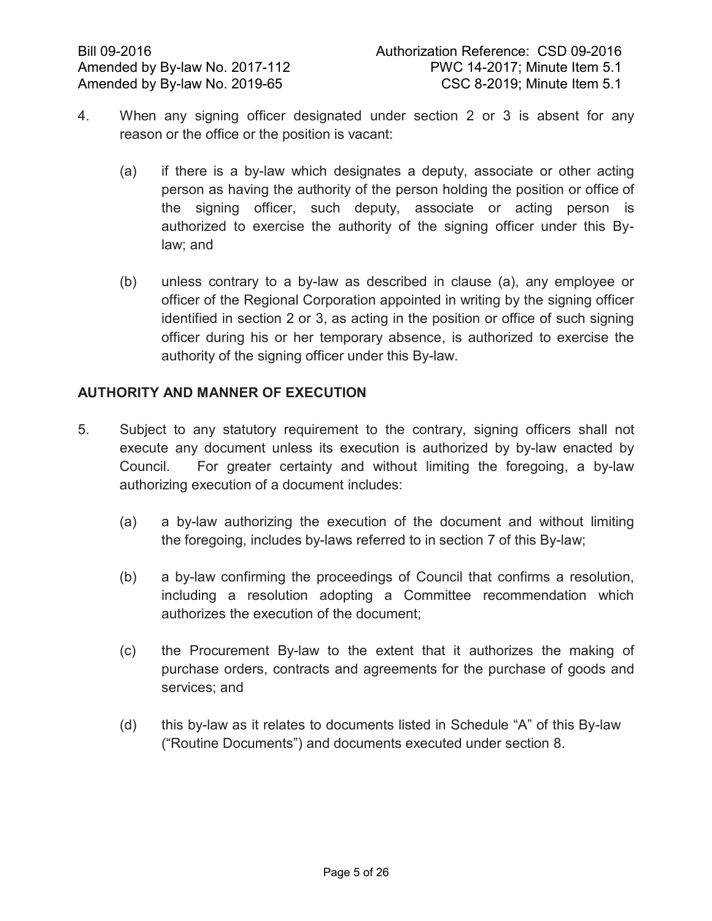4. When any signing officer designated under section 2 or 3 is absent for any reason or the office or the position is vacant:

   (a) if there is a by-law which designates a deputy, associate or other acting person as having the authority of the person holding the position or office of the signing officer, such deputy, associate or acting person is authorized to exercise the authority of the signing officer under this By-law; and

   (b) unless contrary to a by-law as described in clause (a), any employee or officer of the Regional Corporation appointed in writing by the signing officer identified in section 2 or 3, as acting in the position or office of such signing officer during his or her temporary absence, is authorized to exercise the authority of the signing officer under this By-law.

## AUTHORITY AND MANNER OF EXECUTION

5. Subject to any statutory requirement to the contrary, signing officers shall not execute any document unless its execution is authorized by by-law enacted by Council. For greater certainty and without limiting the foregoing, a by-law authorizing execution of a document includes:

   (a) a by-law authorizing the execution of the document and without limiting the foregoing, includes by-laws referred to in section 7 of this By-law;

   (b) a by-law confirming the proceedings of Council that confirms a resolution, including a resolution adopting a Committee recommendation which authorizes the execution of the document;

   (c) the Procurement By-law to the extent that it authorizes the making of purchase orders, contracts and agreements for the purchase of goods and services; and

   (d) this by-law as it relates to documents listed in Schedule "A" of this By-law ("Routine Documents") and documents executed under section 8.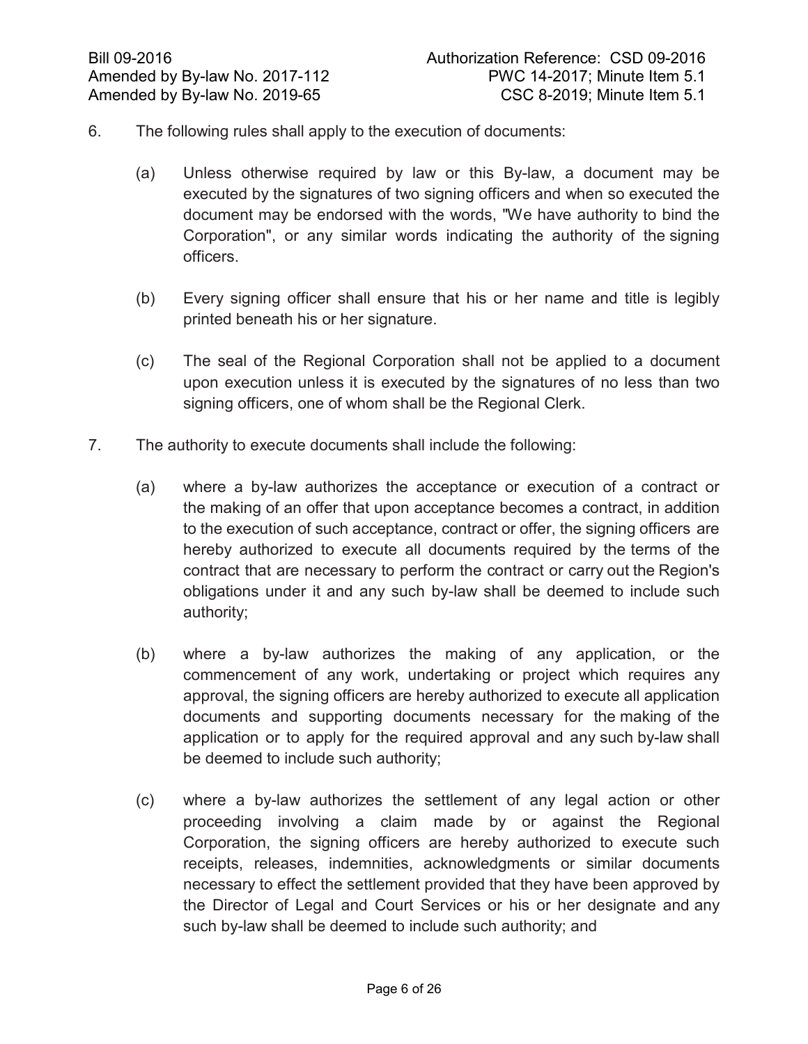6. The following rules shall apply to the execution of documents:

   (a) Unless otherwise required by law or this By-law, a document may be executed by the signatures of two signing officers and when so executed the document may be endorsed with the words, "We have authority to bind the Corporation", or any similar words indicating the authority of the signing officers.

   (b) Every signing officer shall ensure that his or her name and title is legibly printed beneath his or her signature.

   (c) The seal of the Regional Corporation shall not be applied to a document upon execution unless it is executed by the signatures of no less than two signing officers, one of whom shall be the Regional Clerk.

7. The authority to execute documents shall include the following:

   (a) where a by-law authorizes the acceptance or execution of a contract or the making of an offer that upon acceptance becomes a contract, in addition to the execution of such acceptance, contract or offer, the signing officers are hereby authorized to execute all documents required by the terms of the contract that are necessary to perform the contract or carry out the Region's obligations under it and any such by-law shall be deemed to include such authority;

   (b) where a by-law authorizes the making of any application, or the commencement of any work, undertaking or project which requires any approval, the signing officers are hereby authorized to execute all application documents and supporting documents necessary for the making of the application or to apply for the required approval and any such by-law shall be deemed to include such authority;

   (c) where a by-law authorizes the settlement of any legal action or other proceeding involving a claim made by or against the Regional Corporation, the signing officers are hereby authorized to execute such receipts, releases, indemnities, acknowledgments or similar documents necessary to effect the settlement provided that they have been approved by the Director of Legal and Court Services or his or her designate and any such by-law shall be deemed to include such authority; and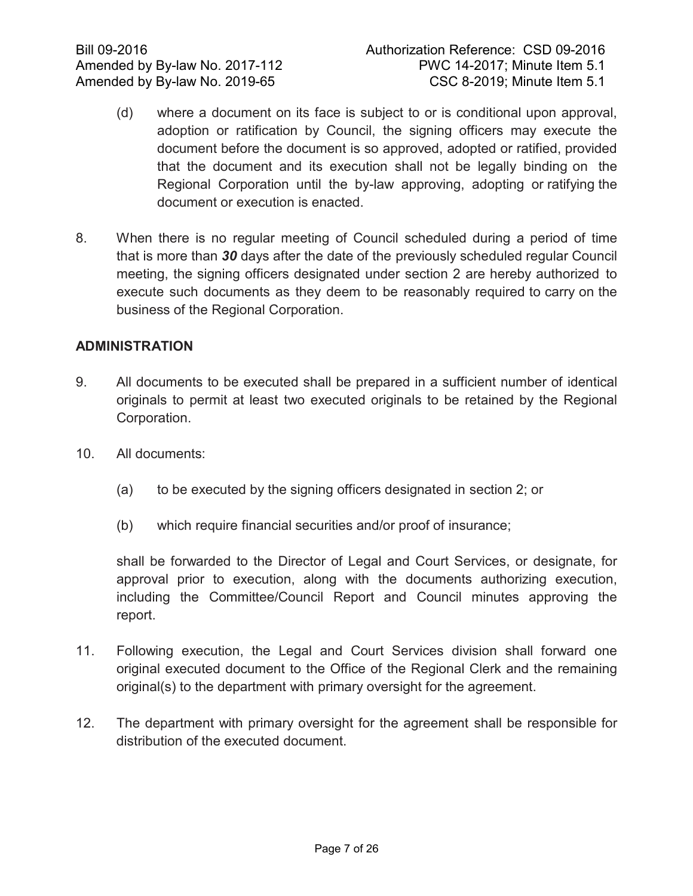(d) where a document on its face is subject to or is conditional upon approval, adoption or ratification by Council, the signing officers may execute the document before the document is so approved, adopted or ratified, provided that the document and its execution shall not be legally binding on the Regional Corporation until the by-law approving, adopting or ratifying the document or execution is enacted.

8. When there is no regular meeting of Council scheduled during a period of time that is more than ***30*** days after the date of the previously scheduled regular Council meeting, the signing officers designated under section 2 are hereby authorized to execute such documents as they deem to be reasonably required to carry on the business of the Regional Corporation.

## ADMINISTRATION

9. All documents to be executed shall be prepared in a sufficient number of identical originals to permit at least two executed originals to be retained by the Regional Corporation.

10. All documents:

    (a) to be executed by the signing officers designated in section 2; or

    (b) which require financial securities and/or proof of insurance;

    shall be forwarded to the Director of Legal and Court Services, or designate, for approval prior to execution, along with the documents authorizing execution, including the Committee/Council Report and Council minutes approving the report.

11. Following execution, the Legal and Court Services division shall forward one original executed document to the Office of the Regional Clerk and the remaining original(s) to the department with primary oversight for the agreement.

12. The department with primary oversight for the agreement shall be responsible for distribution of the executed document.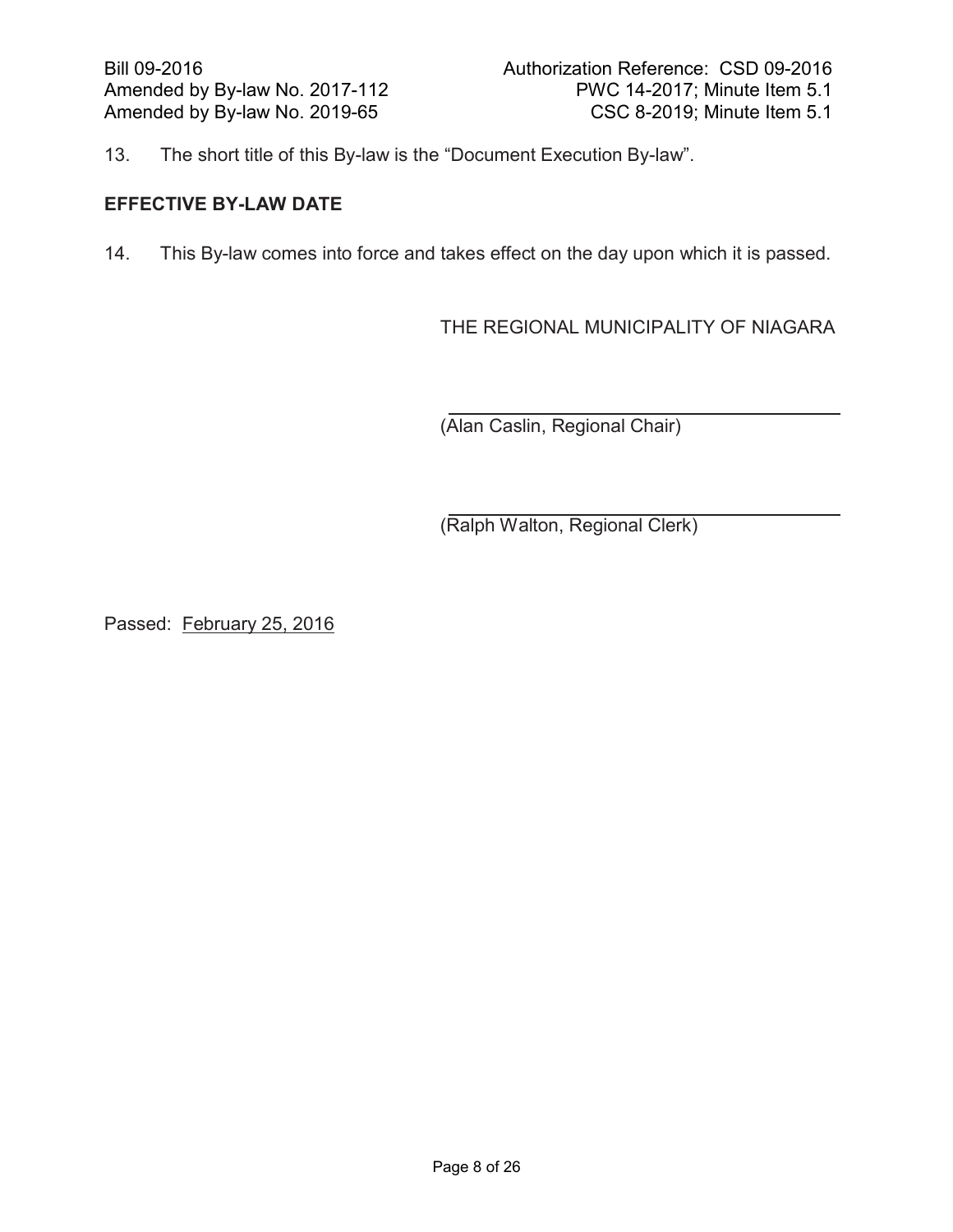13. The short title of this By-law is the “Document Execution By-law”.

**EFFECTIVE BY-LAW DATE**

14. This By-law comes into force and takes effect on the day upon which it is passed.

THE REGIONAL MUNICIPALITY OF NIAGARA

(Alan Caslin, Regional Chair)

(Ralph Walton, Regional Clerk)

Passed: February 25, 2016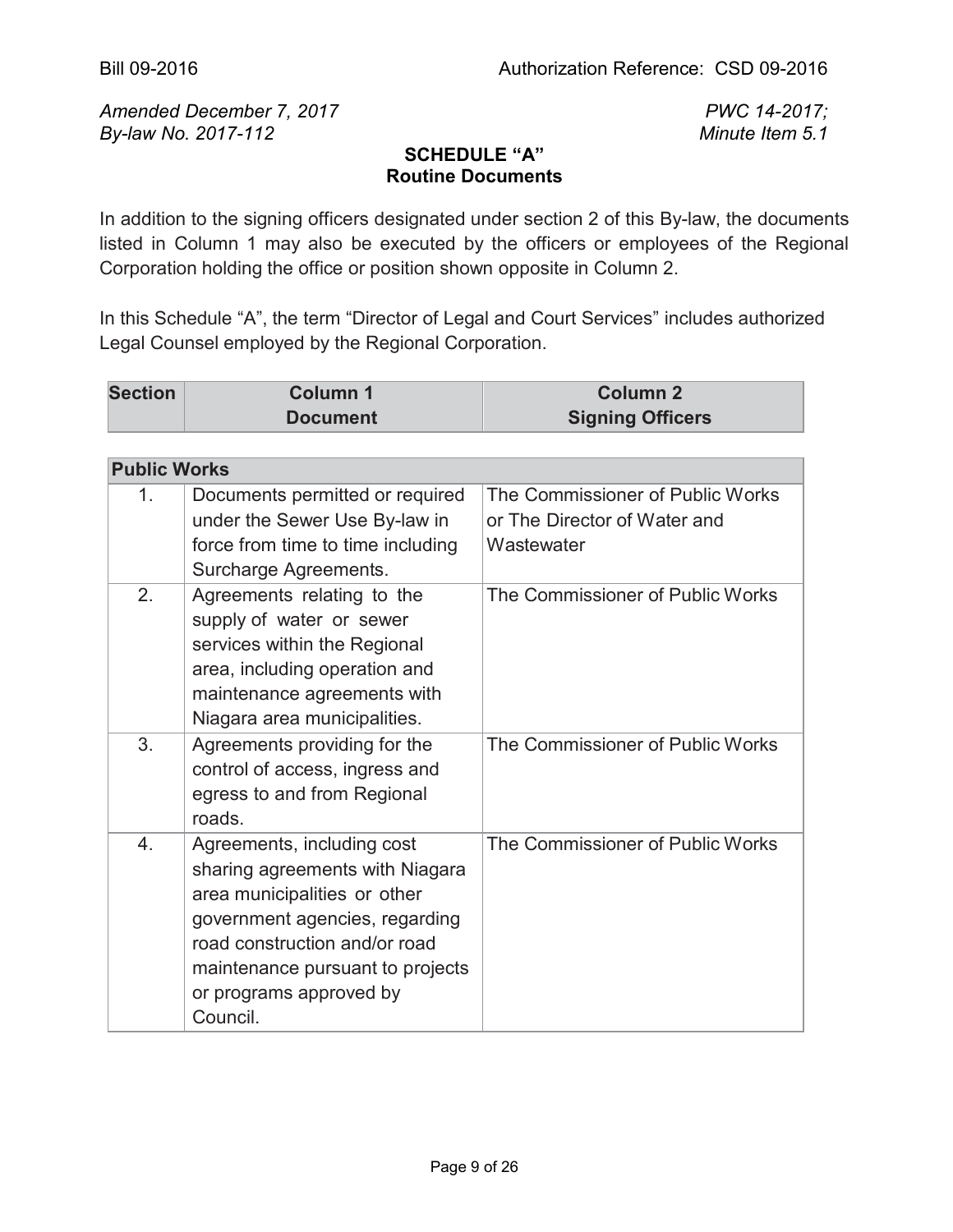Bill 09-2016 Authorization Reference: CSD 09-2016

*Amended December 7, 2017* *PWC 14-2017;*
*By-law No. 2017-112* *Minute Item 5.1*

## SCHEDULE "A"
## Routine Documents

In addition to the signing officers designated under section 2 of this By-law, the documents listed in Column 1 may also be executed by the officers or employees of the Regional Corporation holding the office or position shown opposite in Column 2.

In this Schedule "A", the term "Director of Legal and Court Services" includes authorized Legal Counsel employed by the Regional Corporation.

| Section | Column 1<br>Document | Column 2<br>Signing Officers |
|---|---|---|
| **Public Works** | | |
| 1. | Documents permitted or required under the Sewer Use By-law in force from time to time including Surcharge Agreements. | The Commissioner of Public Works or The Director of Water and Wastewater |
| 2. | Agreements relating to the supply of water or sewer services within the Regional area, including operation and maintenance agreements with Niagara area municipalities. | The Commissioner of Public Works |
| 3. | Agreements providing for the control of access, ingress and egress to and from Regional roads. | The Commissioner of Public Works |
| 4. | Agreements, including cost sharing agreements with Niagara area municipalities or other government agencies, regarding road construction and/or road maintenance pursuant to projects or programs approved by Council. | The Commissioner of Public Works |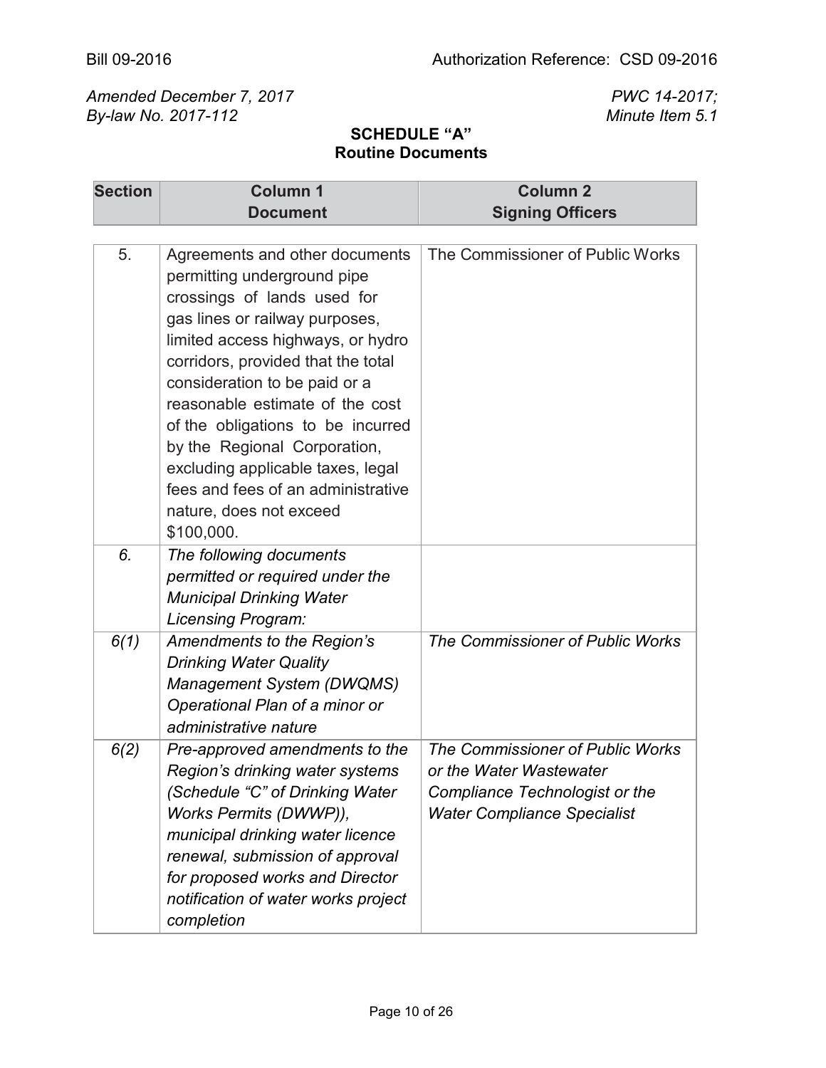Bill 09-2016

Authorization Reference: CSD 09-2016

*Amended December 7, 2017*
*By-law No. 2017-112*

*PWC 14-2017;*
*Minute Item 5.1*

**SCHEDULE "A"**
**Routine Documents**

| Section | Column 1<br>Document | Column 2<br>Signing Officers |
|---|---|---|
| 5. | Agreements and other documents permitting underground pipe crossings of lands used for gas lines or railway purposes, limited access highways, or hydro corridors, provided that the total consideration to be paid or a reasonable estimate of the cost of the obligations to be incurred by the Regional Corporation, excluding applicable taxes, legal fees and fees of an administrative nature, does not exceed $100,000. | The Commissioner of Public Works |
| *6.* | *The following documents permitted or required under the Municipal Drinking Water Licensing Program:* | |
| *6(1)* | *Amendments to the Region's Drinking Water Quality Management System (DWQMS) Operational Plan of a minor or administrative nature* | *The Commissioner of Public Works* |
| *6(2)* | *Pre-approved amendments to the Region's drinking water systems (Schedule "C" of Drinking Water Works Permits (DWWP)), municipal drinking water licence renewal, submission of approval for proposed works and Director notification of water works project completion* | *The Commissioner of Public Works or the Water Wastewater Compliance Technologist or the Water Compliance Specialist* |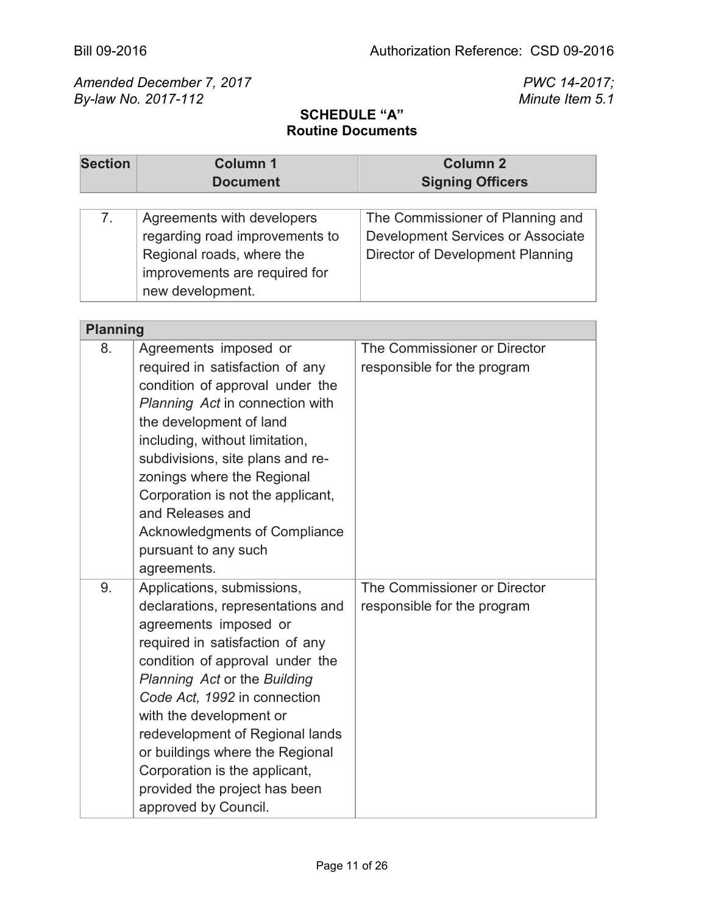Bill 09-2016 Authorization Reference: CSD 09-2016

*Amended December 7, 2017*
*By-law No. 2017-112*

*PWC 14-2017;*
*Minute Item 5.1*

**SCHEDULE "A"**
**Routine Documents**

| Section | Column 1 Document | Column 2 Signing Officers |
|---|---|---|
| 7. | Agreements with developers regarding road improvements to Regional roads, where the improvements are required for new development. | The Commissioner of Planning and Development Services or Associate Director of Development Planning |
| **Planning** | | |
| 8. | Agreements imposed or required in satisfaction of any condition of approval under the *Planning Act* in connection with the development of land including, without limitation, subdivisions, site plans and re-zonings where the Regional Corporation is not the applicant, and Releases and Acknowledgments of Compliance pursuant to any such agreements. | The Commissioner or Director responsible for the program |
| 9. | Applications, submissions, declarations, representations and agreements imposed or required in satisfaction of any condition of approval under the *Planning Act* or the *Building Code Act, 1992* in connection with the development or redevelopment of Regional lands or buildings where the Regional Corporation is the applicant, provided the project has been approved by Council. | The Commissioner or Director responsible for the program |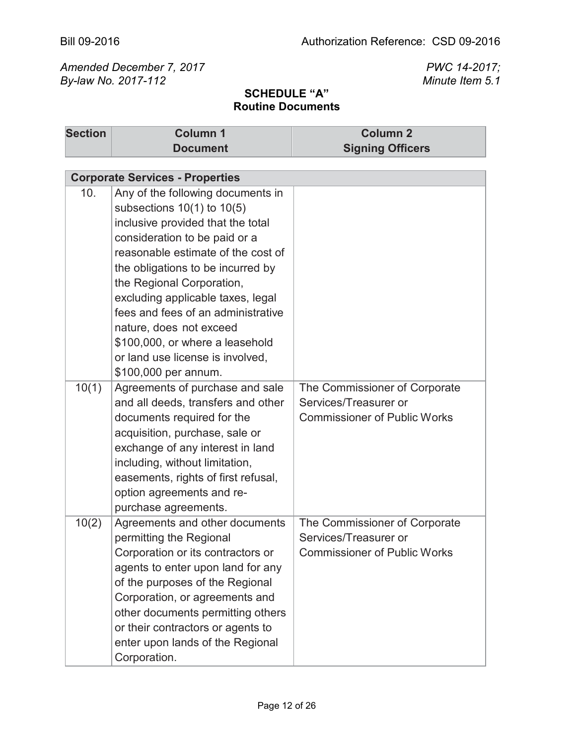Bill 09-2016 | Authorization Reference: CSD 09-2016

*Amended December 7, 2017*
*By-law No. 2017-112*

*PWC 14-2017;*
*Minute Item 5.1*

## SCHEDULE "A"
## Routine Documents

| Section | Column 1<br>Document | Column 2<br>Signing Officers |
|---|---|---|
| **Corporate Services - Properties** | | |
| 10. | Any of the following documents in subsections 10(1) to 10(5) inclusive provided that the total consideration to be paid or a reasonable estimate of the cost of the obligations to be incurred by the Regional Corporation, excluding applicable taxes, legal fees and fees of an administrative nature, does not exceed $100,000, or where a leasehold or land use license is involved, $100,000 per annum. | |
| 10(1) | Agreements of purchase and sale and all deeds, transfers and other documents required for the acquisition, purchase, sale or exchange of any interest in land including, without limitation, easements, rights of first refusal, option agreements and re-purchase agreements. | The Commissioner of Corporate Services/Treasurer or Commissioner of Public Works |
| 10(2) | Agreements and other documents permitting the Regional Corporation or its contractors or agents to enter upon land for any of the purposes of the Regional Corporation, or agreements and other documents permitting others or their contractors or agents to enter upon lands of the Regional Corporation. | The Commissioner of Corporate Services/Treasurer or Commissioner of Public Works |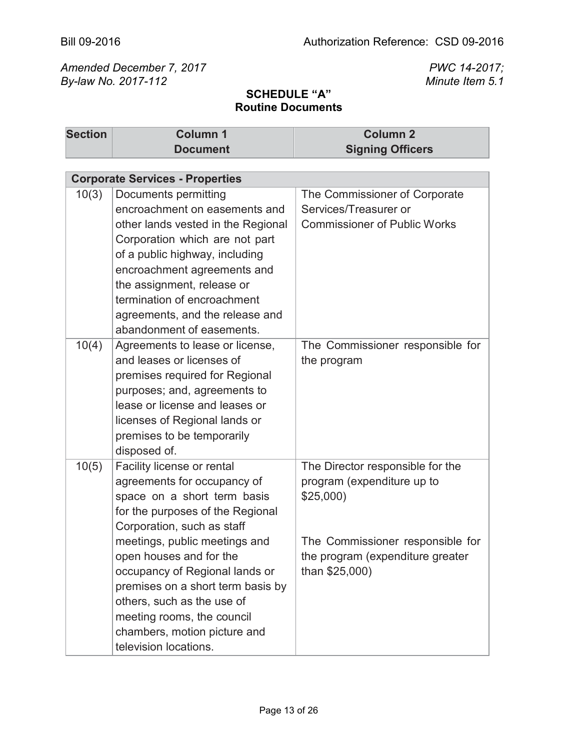Bill 09-2016 Authorization Reference: CSD 09-2016

*Amended December 7, 2017*
*By-law No. 2017-112*

*PWC 14-2017;*
*Minute Item 5.1*

**SCHEDULE "A"**
**Routine Documents**

| Section | Column 1<br>Document | Column 2<br>Signing Officers |
|---|---|---|
| **Corporate Services - Properties** | | |
| 10(3) | Documents permitting encroachment on easements and other lands vested in the Regional Corporation which are not part of a public highway, including encroachment agreements and the assignment, release or termination of encroachment agreements, and the release and abandonment of easements. | The Commissioner of Corporate Services/Treasurer or Commissioner of Public Works |
| 10(4) | Agreements to lease or license, and leases or licenses of premises required for Regional purposes; and, agreements to lease or license and leases or licenses of Regional lands or premises to be temporarily disposed of. | The Commissioner responsible for the program |
| 10(5) | Facility license or rental agreements for occupancy of space on a short term basis for the purposes of the Regional Corporation, such as staff meetings, public meetings and open houses and for the occupancy of Regional lands or premises on a short term basis by others, such as the use of meeting rooms, the council chambers, motion picture and television locations. | The Director responsible for the program (expenditure up to $25,000)<br><br>The Commissioner responsible for the program (expenditure greater than $25,000) |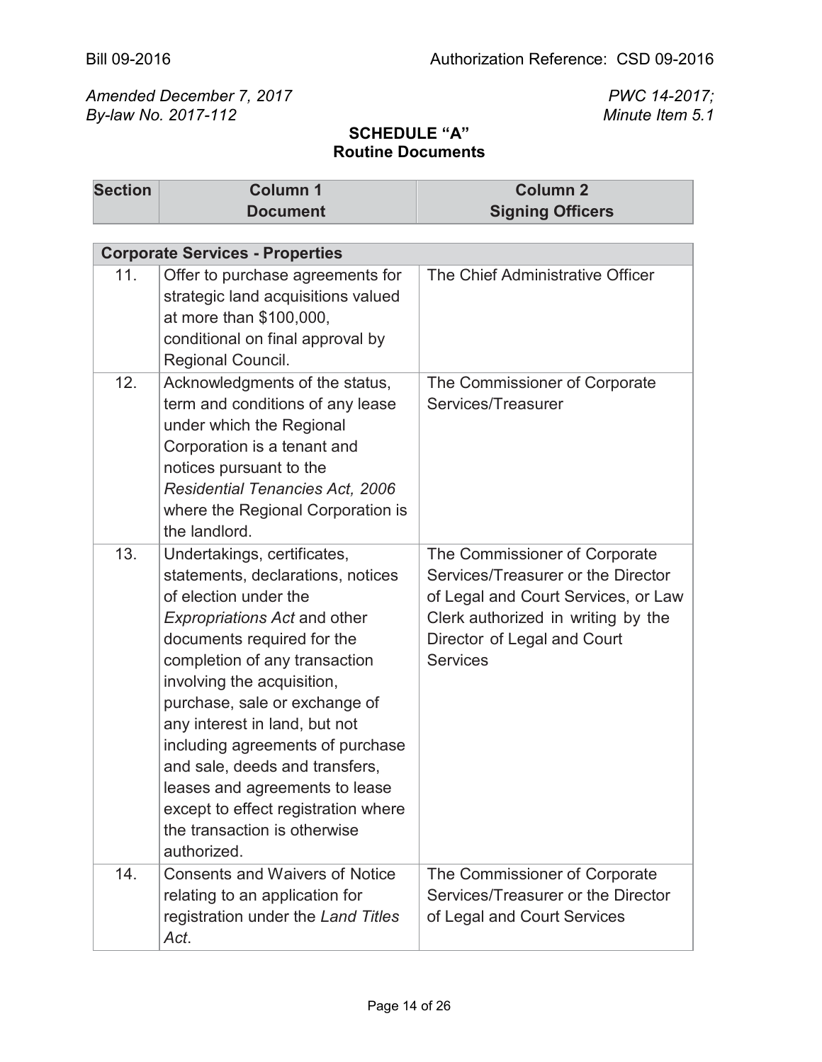Bill 09-2016 | Authorization Reference: CSD 09-2016

*Amended December 7, 2017* | *PWC 14-2017;*
*By-law No. 2017-112* | *Minute Item 5.1*

**SCHEDULE "A"**
**Routine Documents**

| Section | Column 1<br>Document | Column 2<br>Signing Officers |
|---|---|---|
| **Corporate Services - Properties** | | |
| 11. | Offer to purchase agreements for strategic land acquisitions valued at more than $100,000, conditional on final approval by Regional Council. | The Chief Administrative Officer |
| 12. | Acknowledgments of the status, term and conditions of any lease under which the Regional Corporation is a tenant and notices pursuant to the *Residential Tenancies Act, 2006* where the Regional Corporation is the landlord. | The Commissioner of Corporate Services/Treasurer |
| 13. | Undertakings, certificates, statements, declarations, notices of election under the *Expropriations Act* and other documents required for the completion of any transaction involving the acquisition, purchase, sale or exchange of any interest in land, but not including agreements of purchase and sale, deeds and transfers, leases and agreements to lease except to effect registration where the transaction is otherwise authorized. | The Commissioner of Corporate Services/Treasurer or the Director of Legal and Court Services, or Law Clerk authorized in writing by the Director of Legal and Court Services |
| 14. | Consents and Waivers of Notice relating to an application for registration under the *Land Titles Act*. | The Commissioner of Corporate Services/Treasurer or the Director of Legal and Court Services |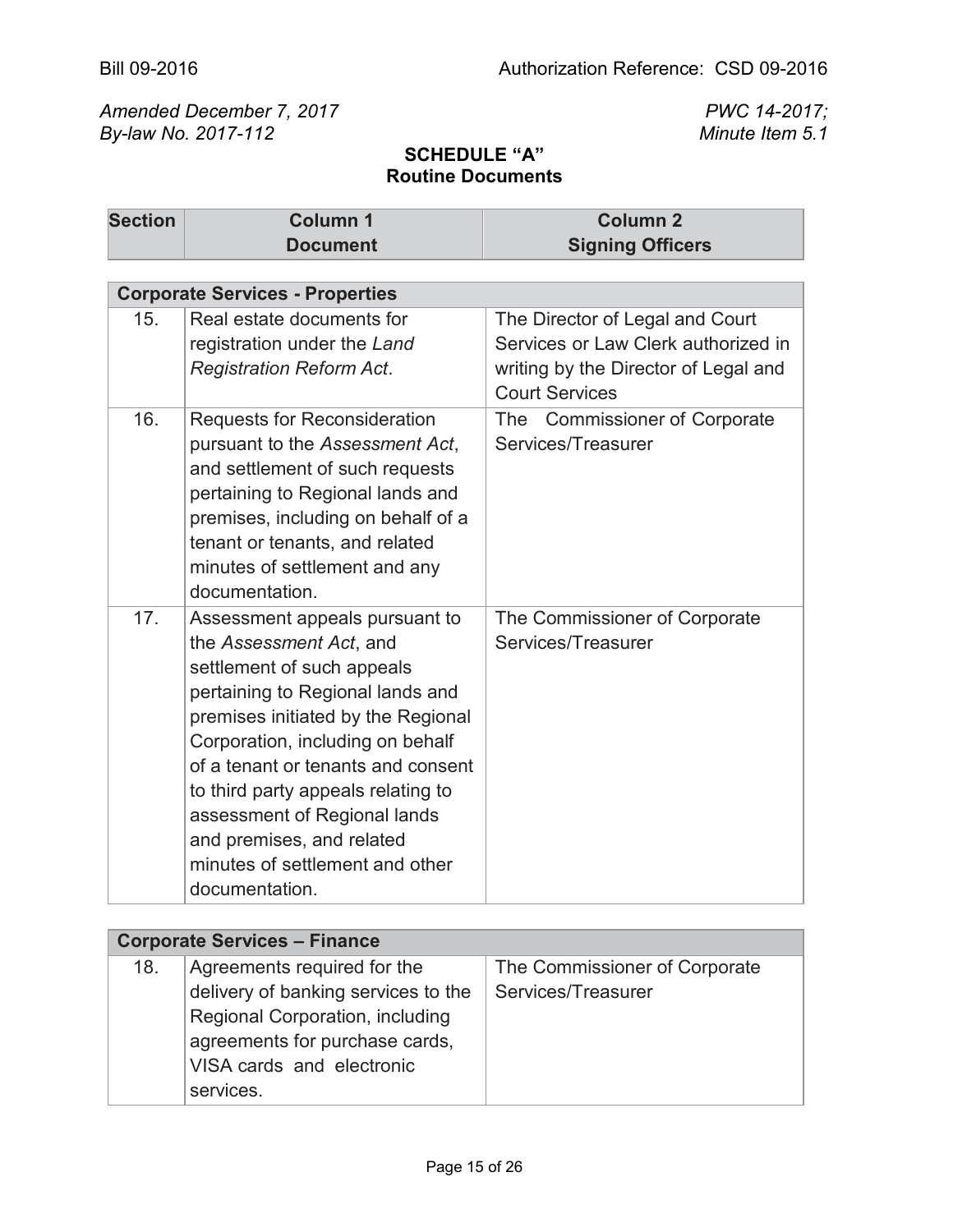Bill 09-2016 | Authorization Reference: CSD 09-2016

*Amended December 7, 2017* | *PWC 14-2017;*
*By-law No. 2017-112* | *Minute Item 5.1*

**SCHEDULE "A"**
**Routine Documents**

| Section | Column 1<br>Document | Column 2<br>Signing Officers |
|---|---|---|
| **Corporate Services - Properties** | | |
| 15. | Real estate documents for registration under the *Land Registration Reform Act*. | The Director of Legal and Court Services or Law Clerk authorized in writing by the Director of Legal and Court Services |
| 16. | Requests for Reconsideration pursuant to the *Assessment Act*, and settlement of such requests pertaining to Regional lands and premises, including on behalf of a tenant or tenants, and related minutes of settlement and any documentation. | The Commissioner of Corporate Services/Treasurer |
| 17. | Assessment appeals pursuant to the *Assessment Act*, and settlement of such appeals pertaining to Regional lands and premises initiated by the Regional Corporation, including on behalf of a tenant or tenants and consent to third party appeals relating to assessment of Regional lands and premises, and related minutes of settlement and other documentation. | The Commissioner of Corporate Services/Treasurer |
| **Corporate Services – Finance** | | |
| 18. | Agreements required for the delivery of banking services to the Regional Corporation, including agreements for purchase cards, VISA cards and electronic services. | The Commissioner of Corporate Services/Treasurer |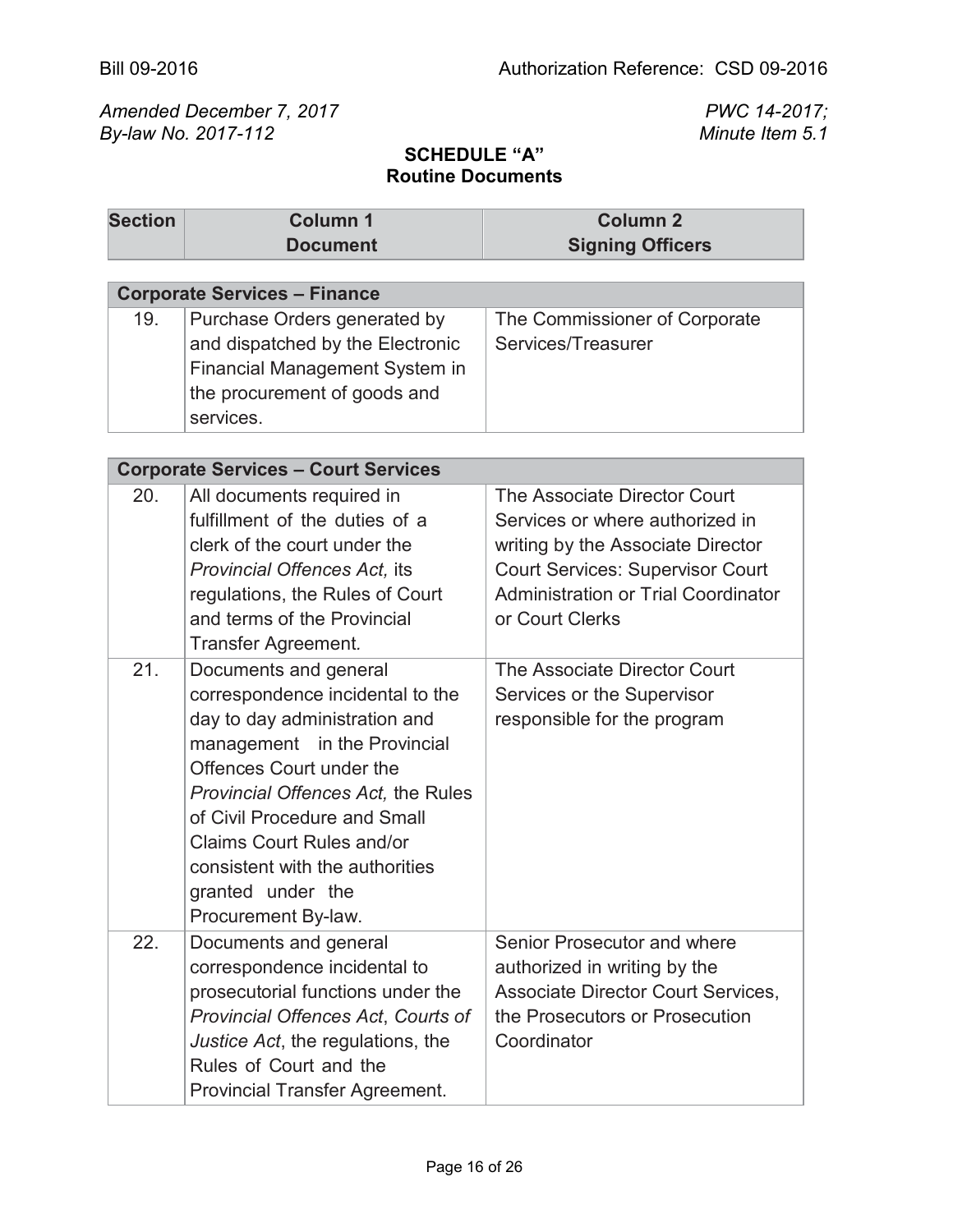Bill 09-2016 | Authorization Reference: CSD 09-2016

*Amended December 7, 2017*
*By-law No. 2017-112*

*PWC 14-2017;*
*Minute Item 5.1*

**SCHEDULE "A"**
**Routine Documents**

| Section | Column 1<br>Document | Column 2<br>Signing Officers |
|---|---|---|
| **Corporate Services – Finance** | | |
| 19. | Purchase Orders generated by and dispatched by the Electronic Financial Management System in the procurement of goods and services. | The Commissioner of Corporate Services/Treasurer |
| **Corporate Services – Court Services** | | |
| 20. | All documents required in fulfillment of the duties of a clerk of the court under the *Provincial Offences Act,* its regulations, the Rules of Court and terms of the Provincial Transfer Agreement. | The Associate Director Court Services or where authorized in writing by the Associate Director Court Services: Supervisor Court Administration or Trial Coordinator or Court Clerks |
| 21. | Documents and general correspondence incidental to the day to day administration and management in the Provincial Offences Court under the *Provincial Offences Act,* the Rules of Civil Procedure and Small Claims Court Rules and/or consistent with the authorities granted under the Procurement By-law. | The Associate Director Court Services or the Supervisor responsible for the program |
| 22. | Documents and general correspondence incidental to prosecutorial functions under the *Provincial Offences Act*, *Courts of Justice Act*, the regulations, the Rules of Court and the Provincial Transfer Agreement. | Senior Prosecutor and where authorized in writing by the Associate Director Court Services, the Prosecutors or Prosecution Coordinator |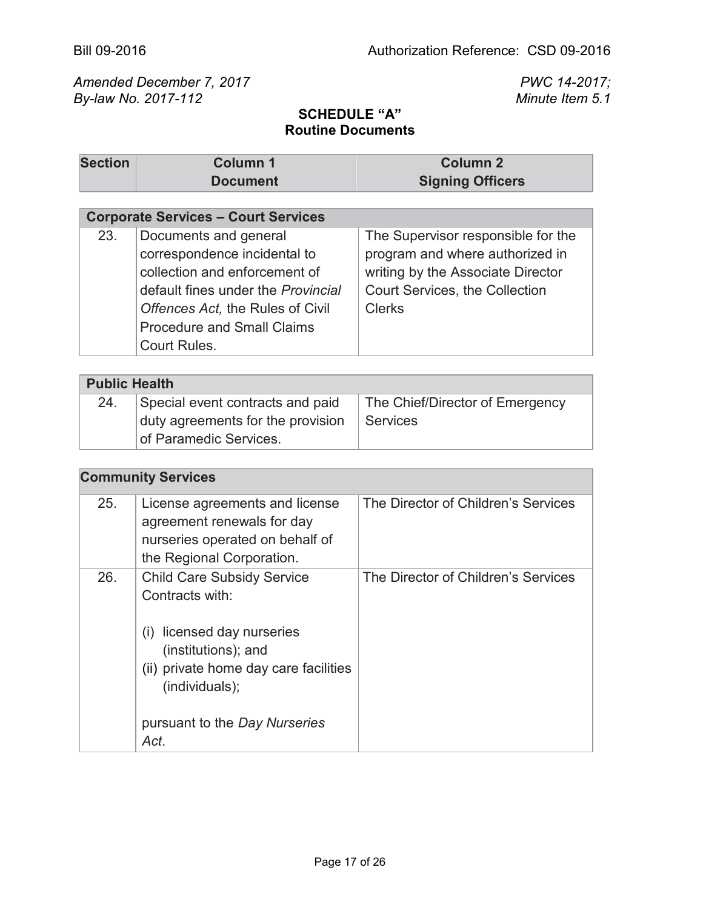Bill 09-2016 | Authorization Reference: CSD 09-2016

*Amended December 7, 2017* | *PWC 14-2017;*
*By-law No. 2017-112* | *Minute Item 5.1*

## SCHEDULE "A"
## Routine Documents

| Section | Column 1<br>Document | Column 2<br>Signing Officers |
|---|---|---|
| **Corporate Services – Court Services** | | |
| 23. | Documents and general correspondence incidental to collection and enforcement of default fines under the *Provincial Offences Act,* the Rules of Civil Procedure and Small Claims Court Rules. | The Supervisor responsible for the program and where authorized in writing by the Associate Director Court Services, the Collection Clerks |
| **Public Health** | | |
| 24. | Special event contracts and paid duty agreements for the provision of Paramedic Services. | The Chief/Director of Emergency Services |
| **Community Services** | | |
| 25. | License agreements and license agreement renewals for day nurseries operated on behalf of the Regional Corporation. | The Director of Children's Services |
| 26. | Child Care Subsidy Service Contracts with:<br><br>(i) licensed day nurseries (institutions); and<br>(ii) private home day care facilities (individuals);<br><br>pursuant to the *Day Nurseries Act*. | The Director of Children's Services |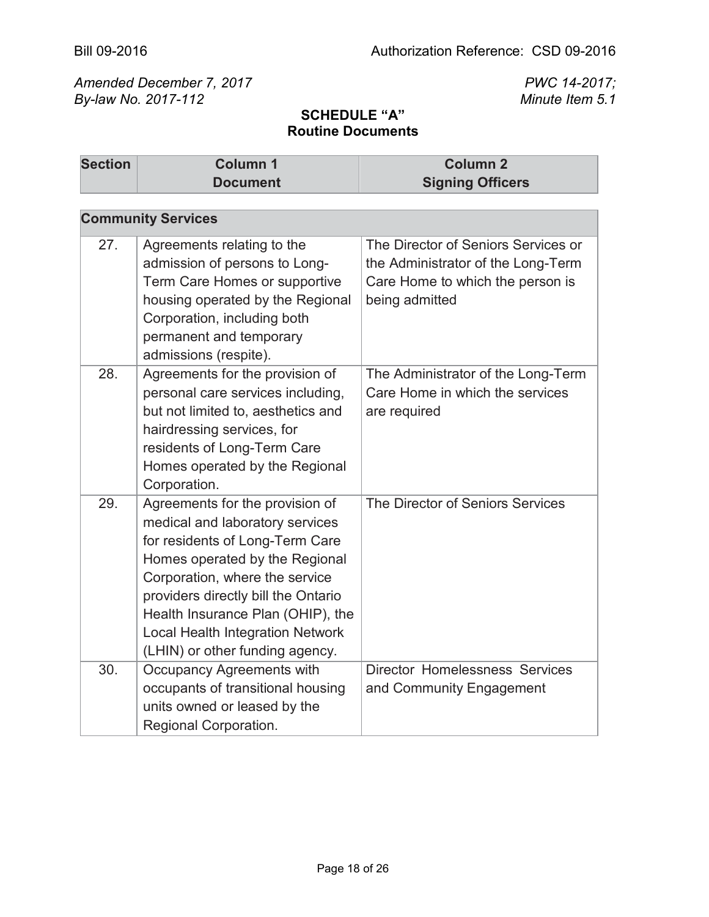Bill 09-2016 Authorization Reference: CSD 09-2016

*Amended December 7, 2017*
*By-law No. 2017-112*

*PWC 14-2017;*
*Minute Item 5.1*

**SCHEDULE "A"**
**Routine Documents**

| Section | Column 1<br>Document | Column 2<br>Signing Officers |
|---|---|---|
| **Community Services** | | |
| 27. | Agreements relating to the admission of persons to Long-Term Care Homes or supportive housing operated by the Regional Corporation, including both permanent and temporary admissions (respite). | The Director of Seniors Services or the Administrator of the Long-Term Care Home to which the person is being admitted |
| 28. | Agreements for the provision of personal care services including, but not limited to, aesthetics and hairdressing services, for residents of Long-Term Care Homes operated by the Regional Corporation. | The Administrator of the Long-Term Care Home in which the services are required |
| 29. | Agreements for the provision of medical and laboratory services for residents of Long-Term Care Homes operated by the Regional Corporation, where the service providers directly bill the Ontario Health Insurance Plan (OHIP), the Local Health Integration Network (LHIN) or other funding agency. | The Director of Seniors Services |
| 30. | Occupancy Agreements with occupants of transitional housing units owned or leased by the Regional Corporation. | Director Homelessness Services and Community Engagement |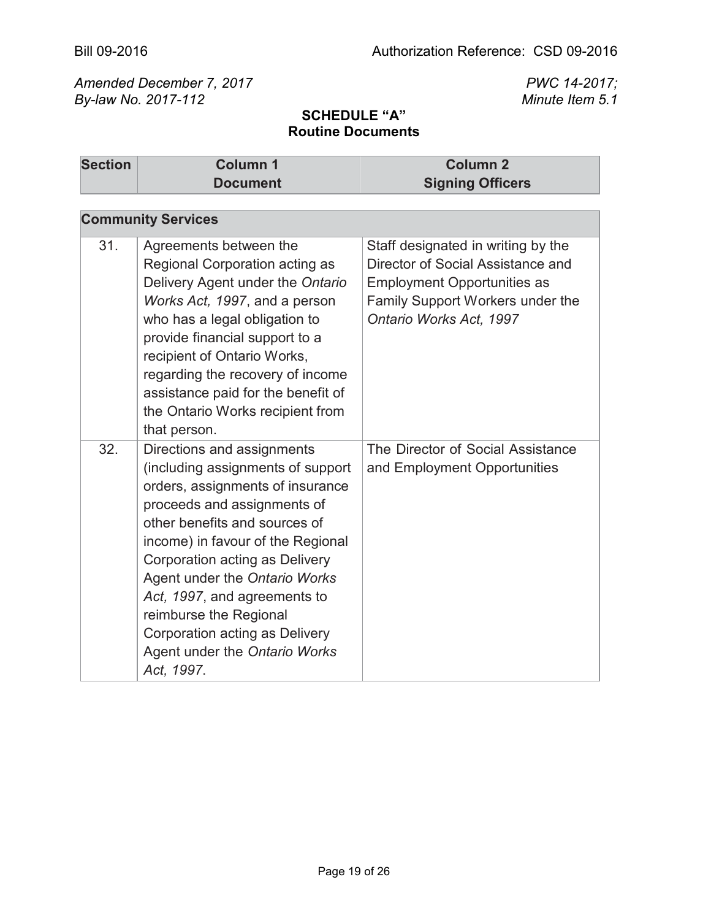Bill 09-2016

Authorization Reference: CSD 09-2016

*Amended December 7, 2017*
*By-law No. 2017-112*

*PWC 14-2017;*
*Minute Item 5.1*

**SCHEDULE "A"**
**Routine Documents**

| Section | Column 1<br>Document | Column 2<br>Signing Officers |
|---|---|---|
| **Community Services** | | |
| 31. | Agreements between the Regional Corporation acting as Delivery Agent under the *Ontario Works Act, 1997*, and a person who has a legal obligation to provide financial support to a recipient of Ontario Works, regarding the recovery of income assistance paid for the benefit of the Ontario Works recipient from that person. | Staff designated in writing by the Director of Social Assistance and Employment Opportunities as Family Support Workers under the *Ontario Works Act, 1997* |
| 32. | Directions and assignments (including assignments of support orders, assignments of insurance proceeds and assignments of other benefits and sources of income) in favour of the Regional Corporation acting as Delivery Agent under the *Ontario Works Act, 1997*, and agreements to reimburse the Regional Corporation acting as Delivery Agent under the *Ontario Works Act, 1997*. | The Director of Social Assistance and Employment Opportunities |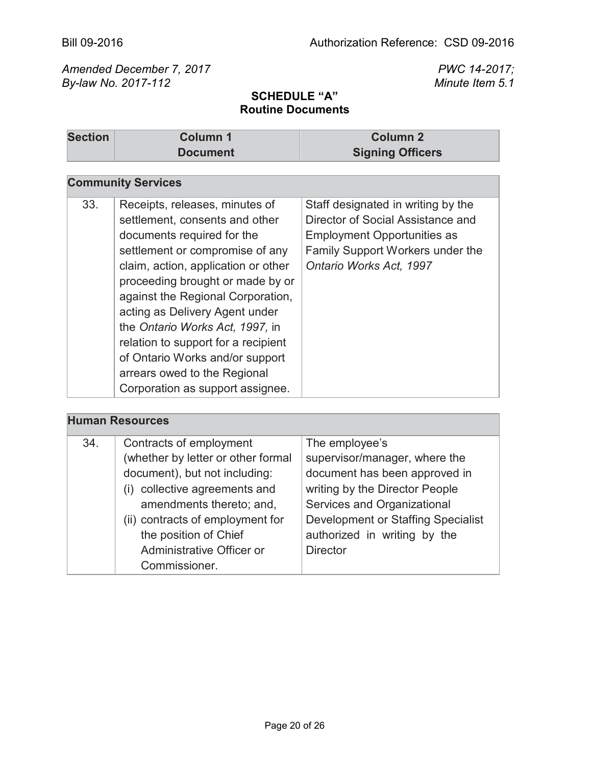Bill 09-2016 Authorization Reference: CSD 09-2016

*Amended December 7, 2017*
*By-law No. 2017-112*

*PWC 14-2017;*
*Minute Item 5.1*

## SCHEDULE "A"
## Routine Documents

| Section | Column 1<br>Document | Column 2<br>Signing Officers |
|---|---|---|
| **Community Services** | | |
| 33. | Receipts, releases, minutes of settlement, consents and other documents required for the settlement or compromise of any claim, action, application or other proceeding brought or made by or against the Regional Corporation, acting as Delivery Agent under the *Ontario Works Act, 1997,* in relation to support for a recipient of Ontario Works and/or support arrears owed to the Regional Corporation as support assignee. | Staff designated in writing by the Director of Social Assistance and Employment Opportunities as Family Support Workers under the *Ontario Works Act, 1997* |
| **Human Resources** | | |
| 34. | Contracts of employment (whether by letter or other formal document), but not including:<br>(i) collective agreements and amendments thereto; and,<br>(ii) contracts of employment for the position of Chief Administrative Officer or Commissioner. | The employee's supervisor/manager, where the document has been approved in writing by the Director People Services and Organizational Development or Staffing Specialist authorized in writing by the Director |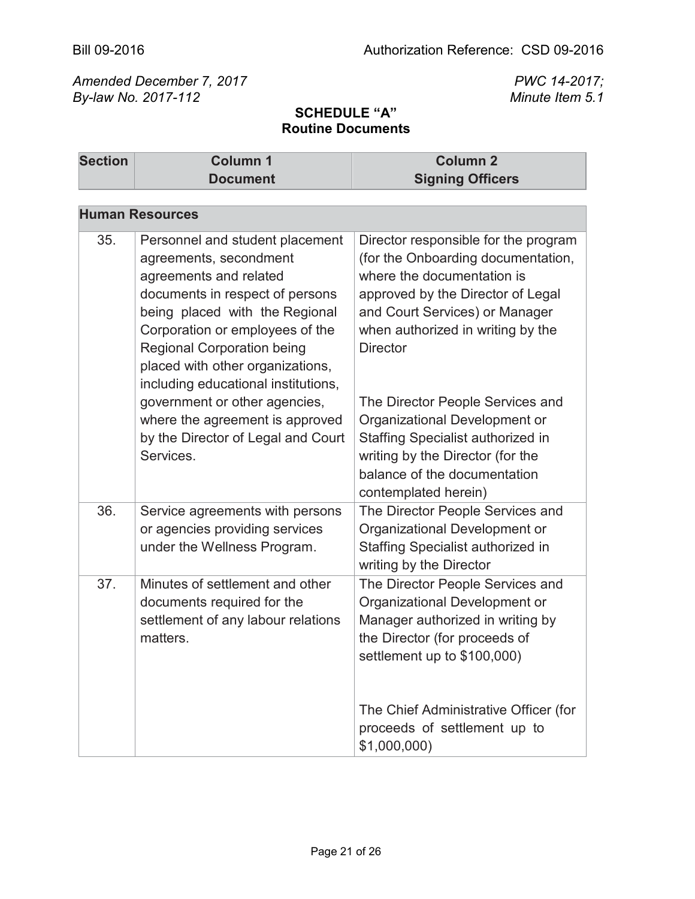Bill 09-2016 | Authorization Reference: CSD 09-2016

*Amended December 7, 2017*
*By-law No. 2017-112*

*PWC 14-2017;*
*Minute Item 5.1*

## SCHEDULE "A"
## Routine Documents

| Section | Column 1<br>Document | Column 2<br>Signing Officers |
|---|---|---|
| **Human Resources** | | |
| 35. | Personnel and student placement agreements, secondment agreements and related documents in respect of persons being placed with the Regional Corporation or employees of the Regional Corporation being placed with other organizations, including educational institutions, government or other agencies, where the agreement is approved by the Director of Legal and Court Services. | Director responsible for the program (for the Onboarding documentation, where the documentation is approved by the Director of Legal and Court Services) or Manager when authorized in writing by the Director<br><br>The Director People Services and Organizational Development or Staffing Specialist authorized in writing by the Director (for the balance of the documentation contemplated herein) |
| 36. | Service agreements with persons or agencies providing services under the Wellness Program. | The Director People Services and Organizational Development or Staffing Specialist authorized in writing by the Director |
| 37. | Minutes of settlement and other documents required for the settlement of any labour relations matters. | The Director People Services and Organizational Development or Manager authorized in writing by the Director (for proceeds of settlement up to $100,000)<br><br>The Chief Administrative Officer (for proceeds of settlement up to $1,000,000) |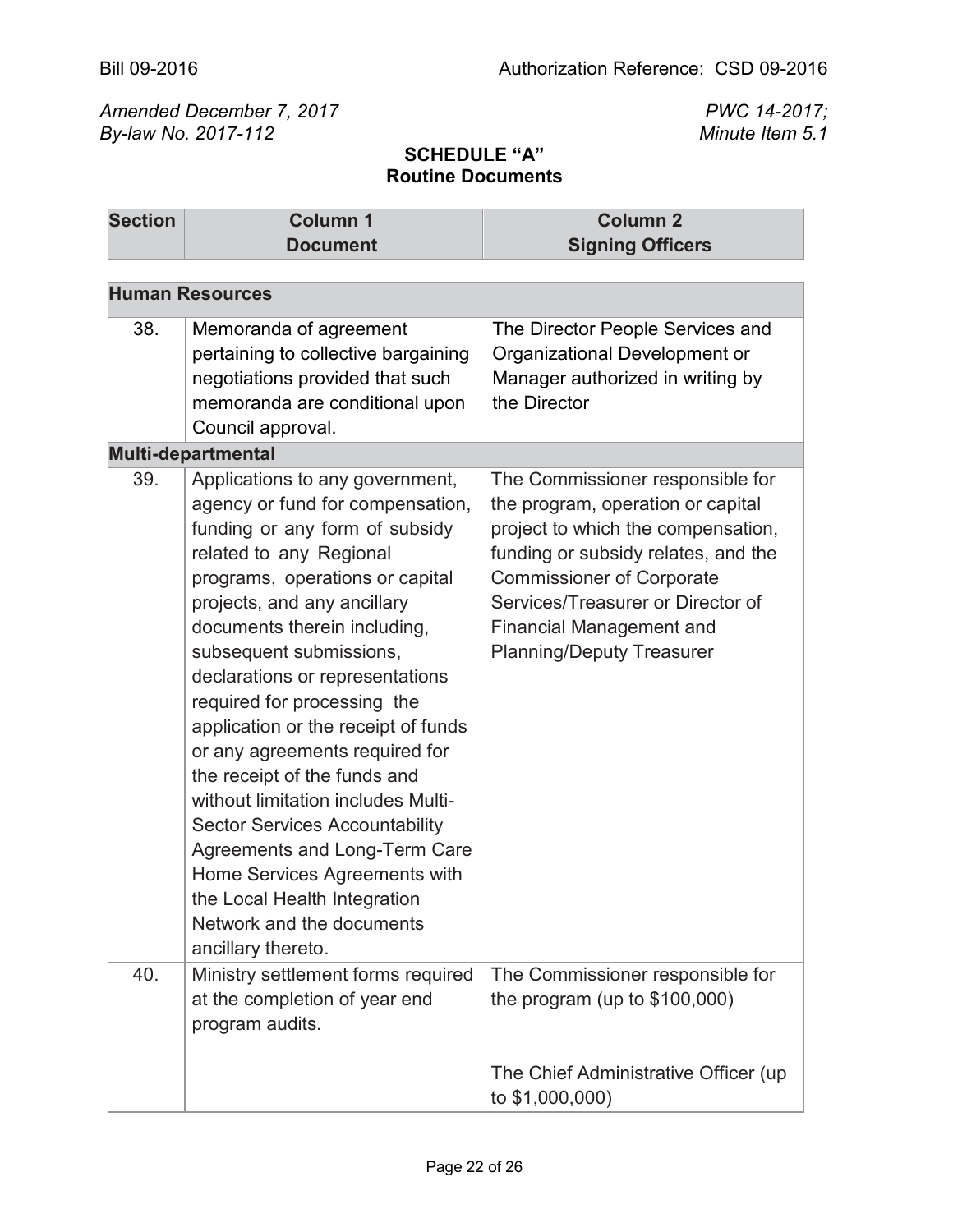Bill 09-2016 Authorization Reference: CSD 09-2016

*Amended December 7, 2017* *PWC 14-2017;*
*By-law No. 2017-112* *Minute Item 5.1*

**SCHEDULE "A"**
**Routine Documents**

| Section | Column 1<br>Document | Column 2<br>Signing Officers |
|---|---|---|
| **Human Resources** | | |
| 38. | Memoranda of agreement pertaining to collective bargaining negotiations provided that such memoranda are conditional upon Council approval. | The Director People Services and Organizational Development or Manager authorized in writing by the Director |
| **Multi-departmental** | | |
| 39. | Applications to any government, agency or fund for compensation, funding or any form of subsidy related to any Regional programs, operations or capital projects, and any ancillary documents therein including, subsequent submissions, declarations or representations required for processing the application or the receipt of funds or any agreements required for the receipt of the funds and without limitation includes Multi-Sector Services Accountability Agreements and Long-Term Care Home Services Agreements with the Local Health Integration Network and the documents ancillary thereto. | The Commissioner responsible for the program, operation or capital project to which the compensation, funding or subsidy relates, and the Commissioner of Corporate Services/Treasurer or Director of Financial Management and Planning/Deputy Treasurer |
| 40. | Ministry settlement forms required at the completion of year end program audits. | The Commissioner responsible for the program (up to $100,000)<br><br>The Chief Administrative Officer (up to $1,000,000) |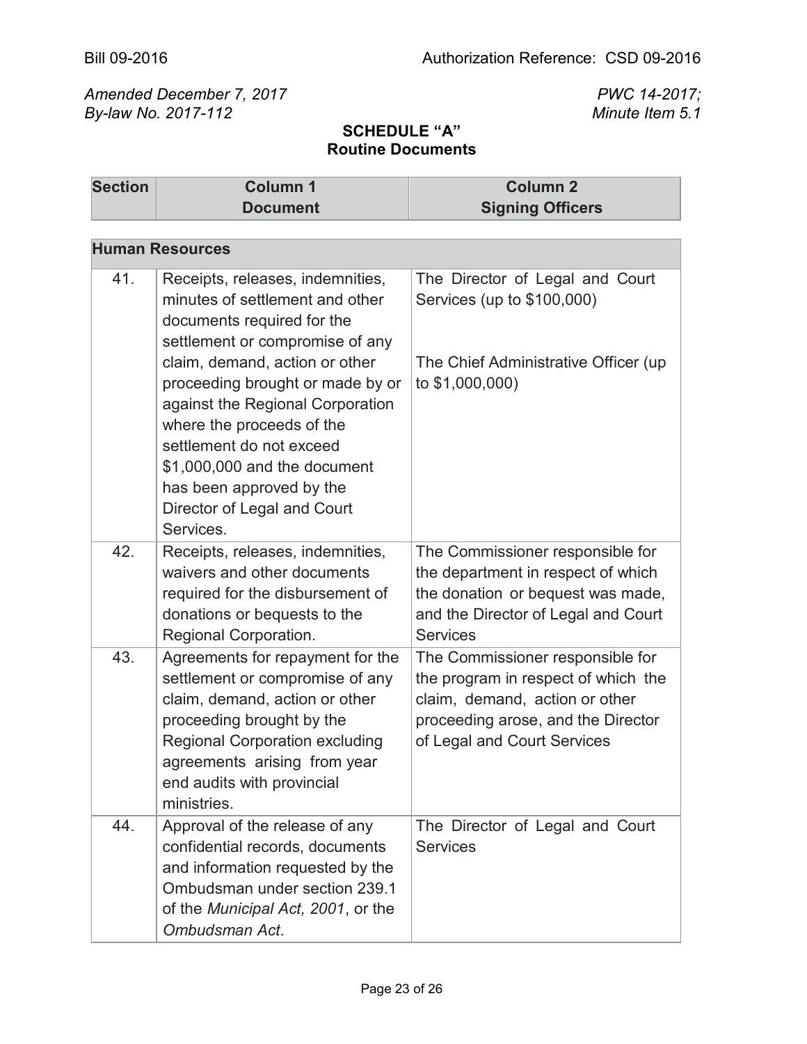Bill 09-2016 Authorization Reference: CSD 09-2016

*Amended December 7, 2017* *PWC 14-2017;*
*By-law No. 2017-112* *Minute Item 5.1*

**SCHEDULE "A"**
**Routine Documents**

| Section | Column 1<br>Document | Column 2<br>Signing Officers |
|---|---|---|
| **Human Resources** | | |
| 41. | Receipts, releases, indemnities, minutes of settlement and other documents required for the settlement or compromise of any claim, demand, action or other proceeding brought or made by or against the Regional Corporation where the proceeds of the settlement do not exceed $1,000,000 and the document has been approved by the Director of Legal and Court Services. | The Director of Legal and Court Services (up to $100,000)<br><br>The Chief Administrative Officer (up to $1,000,000) |
| 42. | Receipts, releases, indemnities, waivers and other documents required for the disbursement of donations or bequests to the Regional Corporation. | The Commissioner responsible for the department in respect of which the donation or bequest was made, and the Director of Legal and Court Services |
| 43. | Agreements for repayment for the settlement or compromise of any claim, demand, action or other proceeding brought by the Regional Corporation excluding agreements arising from year end audits with provincial ministries. | The Commissioner responsible for the program in respect of which the claim, demand, action or other proceeding arose, and the Director of Legal and Court Services |
| 44. | Approval of the release of any confidential records, documents and information requested by the Ombudsman under section 239.1 of the *Municipal Act, 2001*, or the *Ombudsman Act*. | The Director of Legal and Court Services |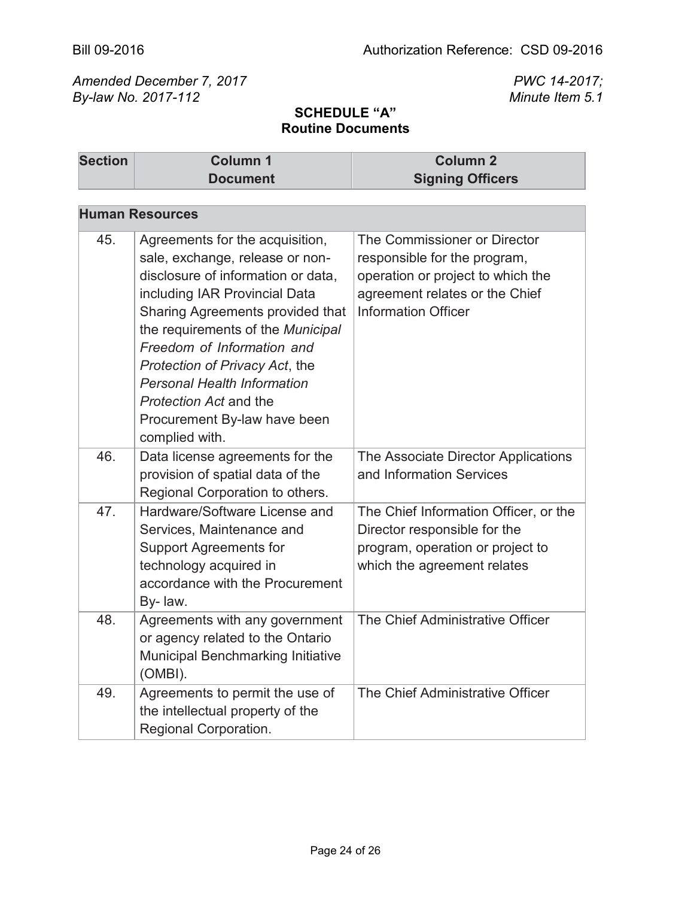Bill 09-2016

Authorization Reference: CSD 09-2016

*Amended December 7, 2017*
*By-law No. 2017-112*

*PWC 14-2017;*
*Minute Item 5.1*

**SCHEDULE "A"**
**Routine Documents**

| Section | Column 1 Document | Column 2 Signing Officers |
|---|---|---|
| **Human Resources** | | |
| 45. | Agreements for the acquisition, sale, exchange, release or non-disclosure of information or data, including IAR Provincial Data Sharing Agreements provided that the requirements of the *Municipal Freedom of Information and Protection of Privacy Act*, the *Personal Health Information Protection Act* and the Procurement By-law have been complied with. | The Commissioner or Director responsible for the program, operation or project to which the agreement relates or the Chief Information Officer |
| 46. | Data license agreements for the provision of spatial data of the Regional Corporation to others. | The Associate Director Applications and Information Services |
| 47. | Hardware/Software License and Services, Maintenance and Support Agreements for technology acquired in accordance with the Procurement By- law. | The Chief Information Officer, or the Director responsible for the program, operation or project to which the agreement relates |
| 48. | Agreements with any government or agency related to the Ontario Municipal Benchmarking Initiative (OMBI). | The Chief Administrative Officer |
| 49. | Agreements to permit the use of the intellectual property of the Regional Corporation. | The Chief Administrative Officer |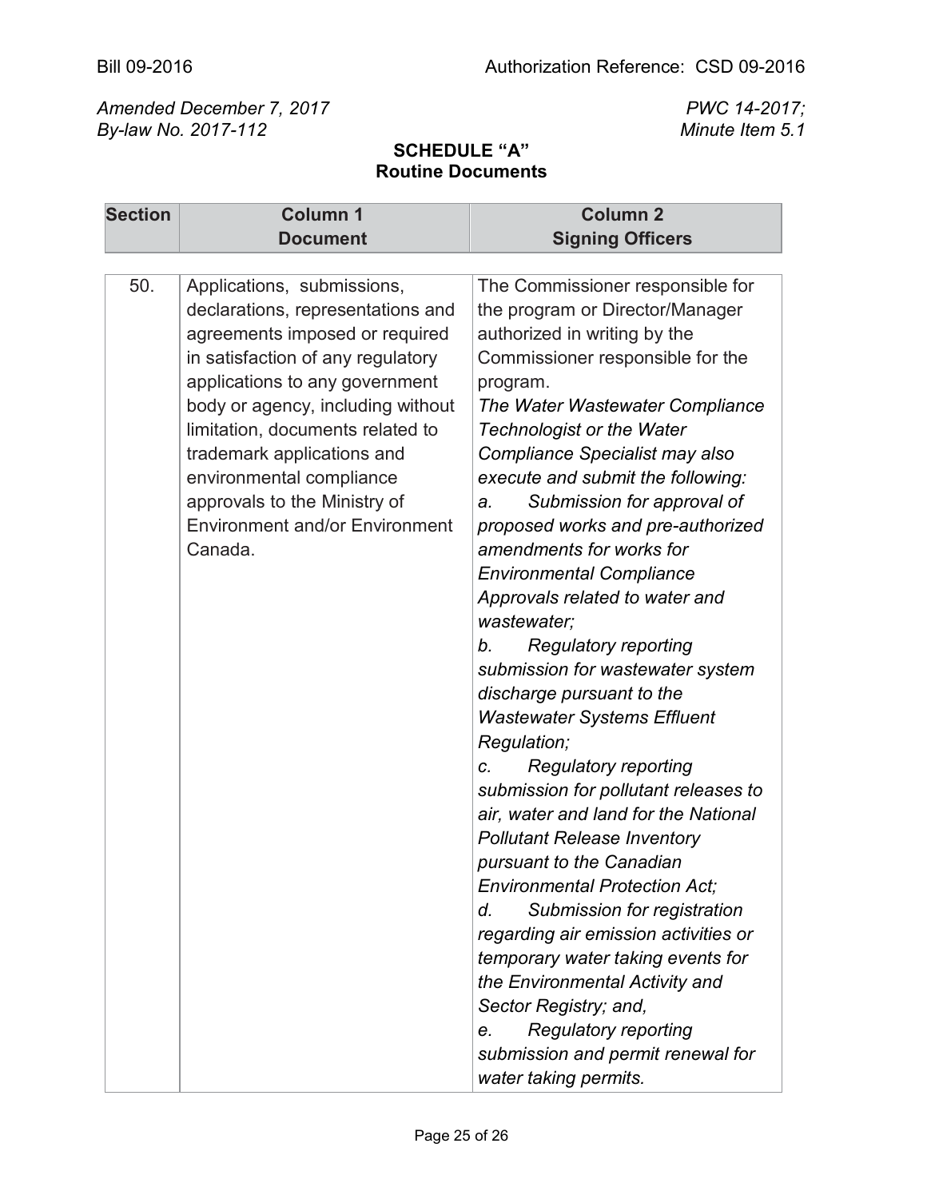Bill 09-2016 Authorization Reference: CSD 09-2016

*Amended December 7, 2017* *PWC 14-2017;*
*By-law No. 2017-112* *Minute Item 5.1*

**SCHEDULE "A"**
**Routine Documents**

| Section | Column 1<br>Document | Column 2<br>Signing Officers |
|---|---|---|
| 50. | Applications, submissions, declarations, representations and agreements imposed or required in satisfaction of any regulatory applications to any government body or agency, including without limitation, documents related to trademark applications and environmental compliance approvals to the Ministry of Environment and/or Environment Canada. | The Commissioner responsible for the program or Director/Manager authorized in writing by the Commissioner responsible for the program.<br>*The Water Wastewater Compliance Technologist or the Water Compliance Specialist may also execute and submit the following:*<br>*a. Submission for approval of proposed works and pre-authorized amendments for works for Environmental Compliance Approvals related to water and wastewater;*<br>*b. Regulatory reporting submission for wastewater system discharge pursuant to the Wastewater Systems Effluent Regulation;*<br>*c. Regulatory reporting submission for pollutant releases to air, water and land for the National Pollutant Release Inventory pursuant to the Canadian Environmental Protection Act;*<br>*d. Submission for registration regarding air emission activities or temporary water taking events for the Environmental Activity and Sector Registry; and,*<br>*e. Regulatory reporting submission and permit renewal for water taking permits.* |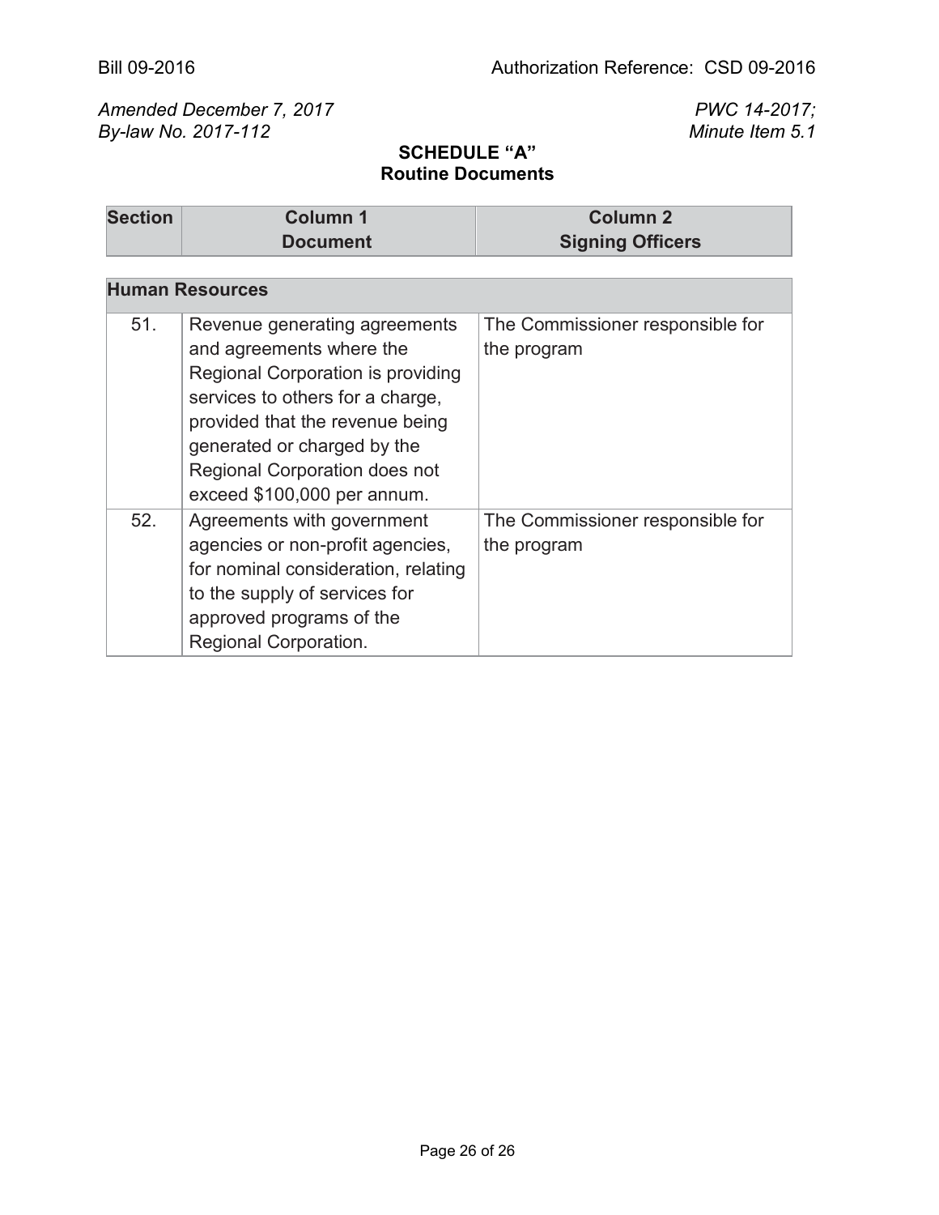Bill 09-2016 | Authorization Reference: CSD 09-2016

*Amended December 7, 2017*
*By-law No. 2017-112*

*PWC 14-2017;*
*Minute Item 5.1*

## SCHEDULE "A"
## Routine Documents

| Section | Column 1 Document | Column 2 Signing Officers |
|---|---|---|
| **Human Resources** | | |
| 51. | Revenue generating agreements and agreements where the Regional Corporation is providing services to others for a charge, provided that the revenue being generated or charged by the Regional Corporation does not exceed $100,000 per annum. | The Commissioner responsible for the program |
| 52. | Agreements with government agencies or non-profit agencies, for nominal consideration, relating to the supply of services for approved programs of the Regional Corporation. | The Commissioner responsible for the program |